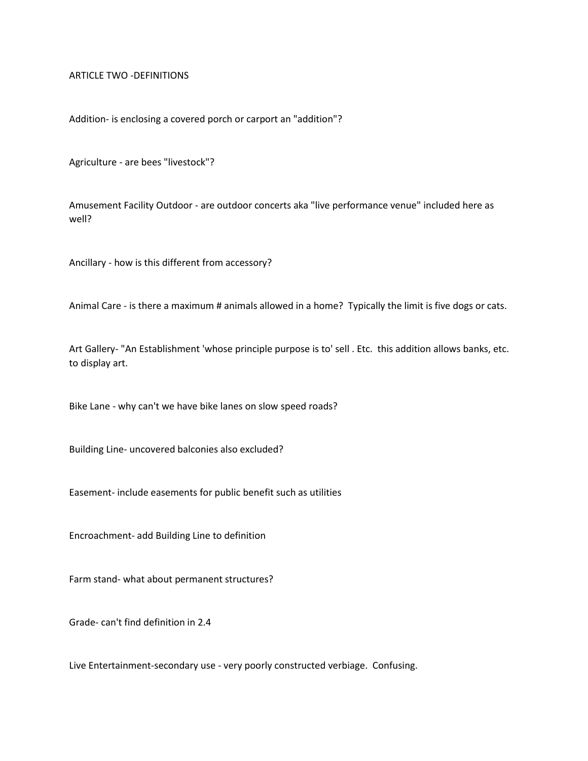# ARTICLE TWO -DEFINITIONS

Addition- is enclosing a covered porch or carport an "addition"?

Agriculture - are bees "livestock"?

Amusement Facility Outdoor - are outdoor concerts aka "live performance venue" included here as well?

Ancillary - how is this different from accessory?

Animal Care - is there a maximum # animals allowed in a home? Typically the limit is five dogs or cats.

Art Gallery- "An Establishment 'whose principle purpose is to' sell . Etc. this addition allows banks, etc. to display art.

Bike Lane - why can't we have bike lanes on slow speed roads?

Building Line- uncovered balconies also excluded?

Easement- include easements for public benefit such as utilities

Encroachment- add Building Line to definition

Farm stand- what about permanent structures?

Grade- can't find definition in 2.4

Live Entertainment-secondary use - very poorly constructed verbiage. Confusing.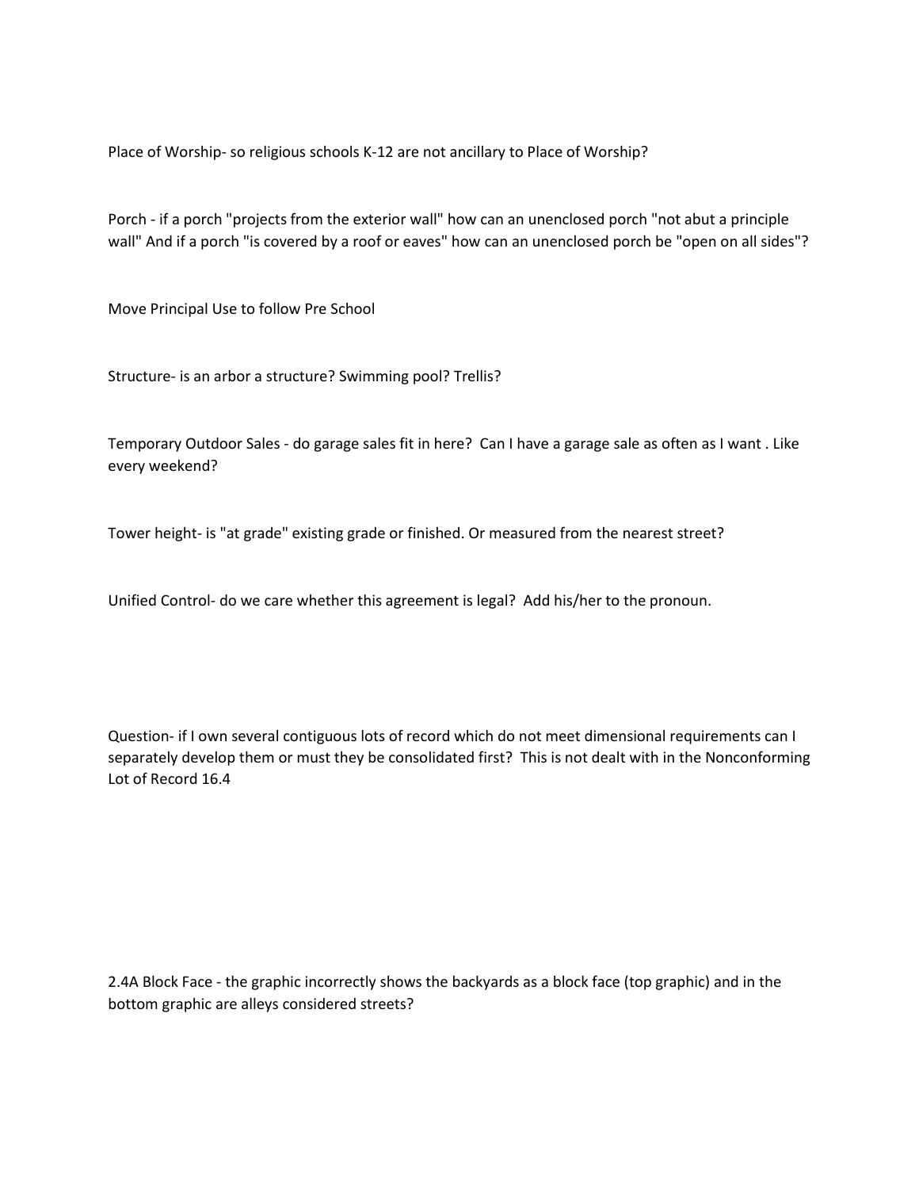Place of Worship- so religious schools K-12 are not ancillary to Place of Worship?

Porch - if a porch "projects from the exterior wall" how can an unenclosed porch "not abut a principle wall" And if a porch "is covered by a roof or eaves" how can an unenclosed porch be "open on all sides"?

Move Principal Use to follow Pre School

Structure- is an arbor a structure? Swimming pool? Trellis?

Temporary Outdoor Sales - do garage sales fit in here? Can I have a garage sale as often as I want . Like every weekend?

Tower height- is "at grade" existing grade or finished. Or measured from the nearest street?

Unified Control- do we care whether this agreement is legal? Add his/her to the pronoun.

Question- if I own several contiguous lots of record which do not meet dimensional requirements can I separately develop them or must they be consolidated first? This is not dealt with in the Nonconforming Lot of Record 16.4

2.4A Block Face - the graphic incorrectly shows the backyards as a block face (top graphic) and in the bottom graphic are alleys considered streets?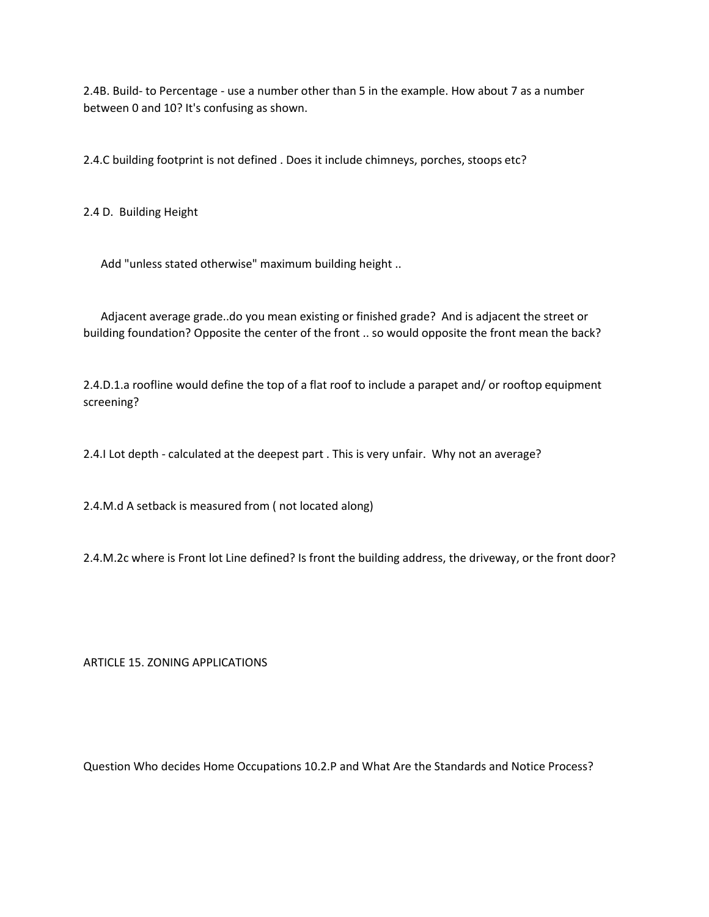2.4B. Build- to Percentage - use a number other than 5 in the example. How about 7 as a number between 0 and 10? It's confusing as shown.

2.4.C building footprint is not defined . Does it include chimneys, porches, stoops etc?

2.4 D. Building Height

Add "unless stated otherwise" maximum building height ..

Adjacent average grade..do you mean existing or finished grade? And is adjacent the street or building foundation? Opposite the center of the front .. so would opposite the front mean the back?

2.4.D.1.a roofline would define the top of a flat roof to include a parapet and/ or rooftop equipment screening?

2.4.I Lot depth - calculated at the deepest part . This is very unfair. Why not an average?

2.4.M.d A setback is measured from ( not located along)

2.4.M.2c where is Front lot Line defined? Is front the building address, the driveway, or the front door?

ARTICLE 15. ZONING APPLICATIONS

Question Who decides Home Occupations 10.2.P and What Are the Standards and Notice Process?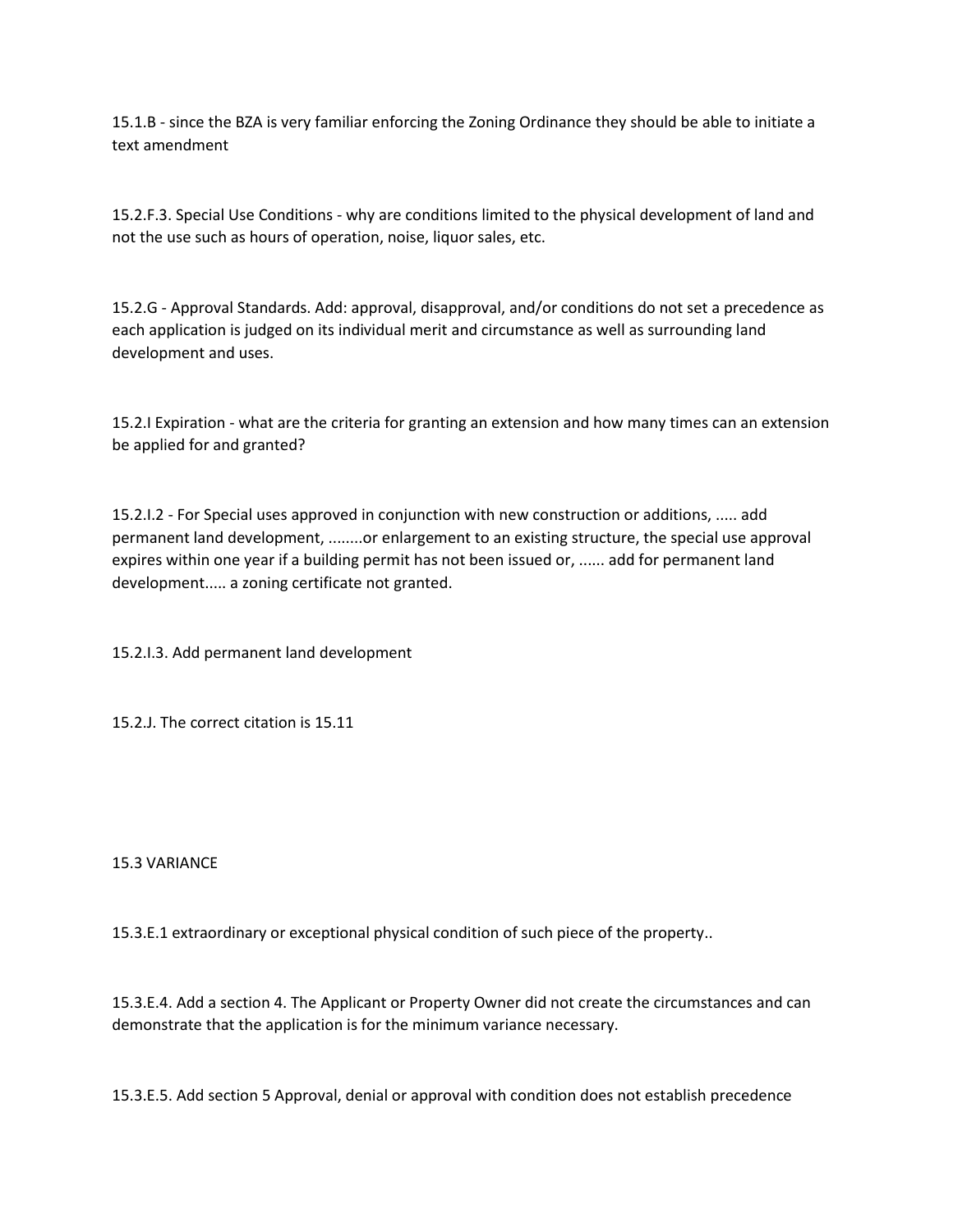15.1.B - since the BZA is very familiar enforcing the Zoning Ordinance they should be able to initiate a text amendment

15.2.F.3. Special Use Conditions - why are conditions limited to the physical development of land and not the use such as hours of operation, noise, liquor sales, etc.

15.2.G - Approval Standards. Add: approval, disapproval, and/or conditions do not set a precedence as each application is judged on its individual merit and circumstance as well as surrounding land development and uses.

15.2.I Expiration - what are the criteria for granting an extension and how many times can an extension be applied for and granted?

15.2.I.2 - For Special uses approved in conjunction with new construction or additions, ..... add permanent land development, ........or enlargement to an existing structure, the special use approval expires within one year if a building permit has not been issued or, ...... add for permanent land development..... a zoning certificate not granted.

15.2.I.3. Add permanent land development

15.2.J. The correct citation is 15.11

15.3 VARIANCE

15.3.E.1 extraordinary or exceptional physical condition of such piece of the property..

15.3.E.4. Add a section 4. The Applicant or Property Owner did not create the circumstances and can demonstrate that the application is for the minimum variance necessary.

15.3.E.5. Add section 5 Approval, denial or approval with condition does not establish precedence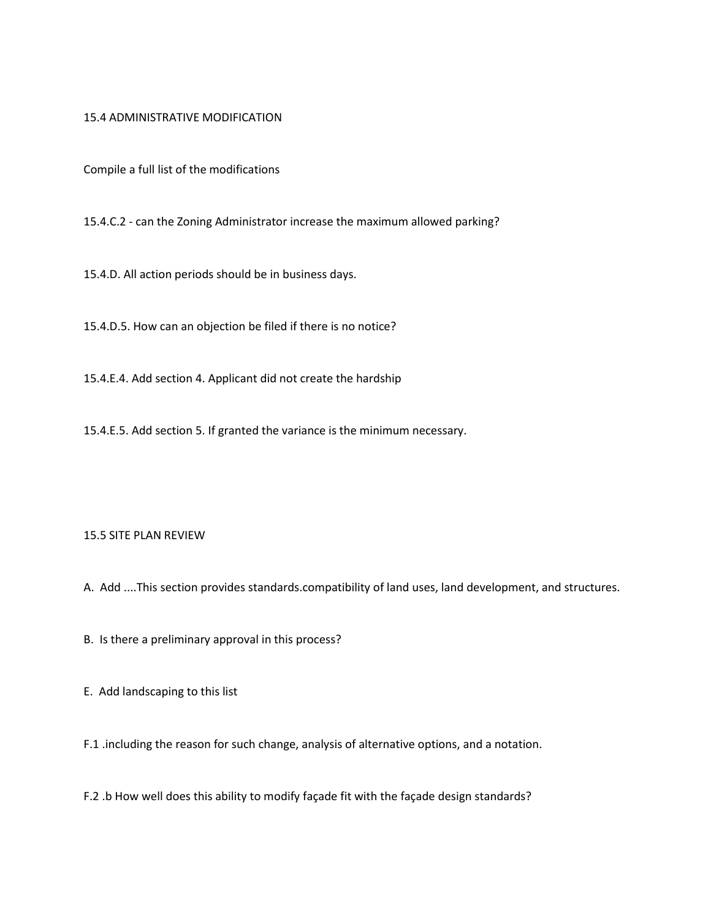15.4 ADMINISTRATIVE MODIFICATION

Compile a full list of the modifications

15.4.C.2 - can the Zoning Administrator increase the maximum allowed parking?

15.4.D. All action periods should be in business days.

15.4.D.5. How can an objection be filed if there is no notice?

15.4.E.4. Add section 4. Applicant did not create the hardship

15.4.E.5. Add section 5. If granted the variance is the minimum necessary.

15.5 SITE PLAN REVIEW

A. Add ....This section provides standards.compatibility of land uses, land development, and structures.

B. Is there a preliminary approval in this process?

E. Add landscaping to this list

F.1 .including the reason for such change, analysis of alternative options, and a notation.

F.2 .b How well does this ability to modify façade fit with the façade design standards?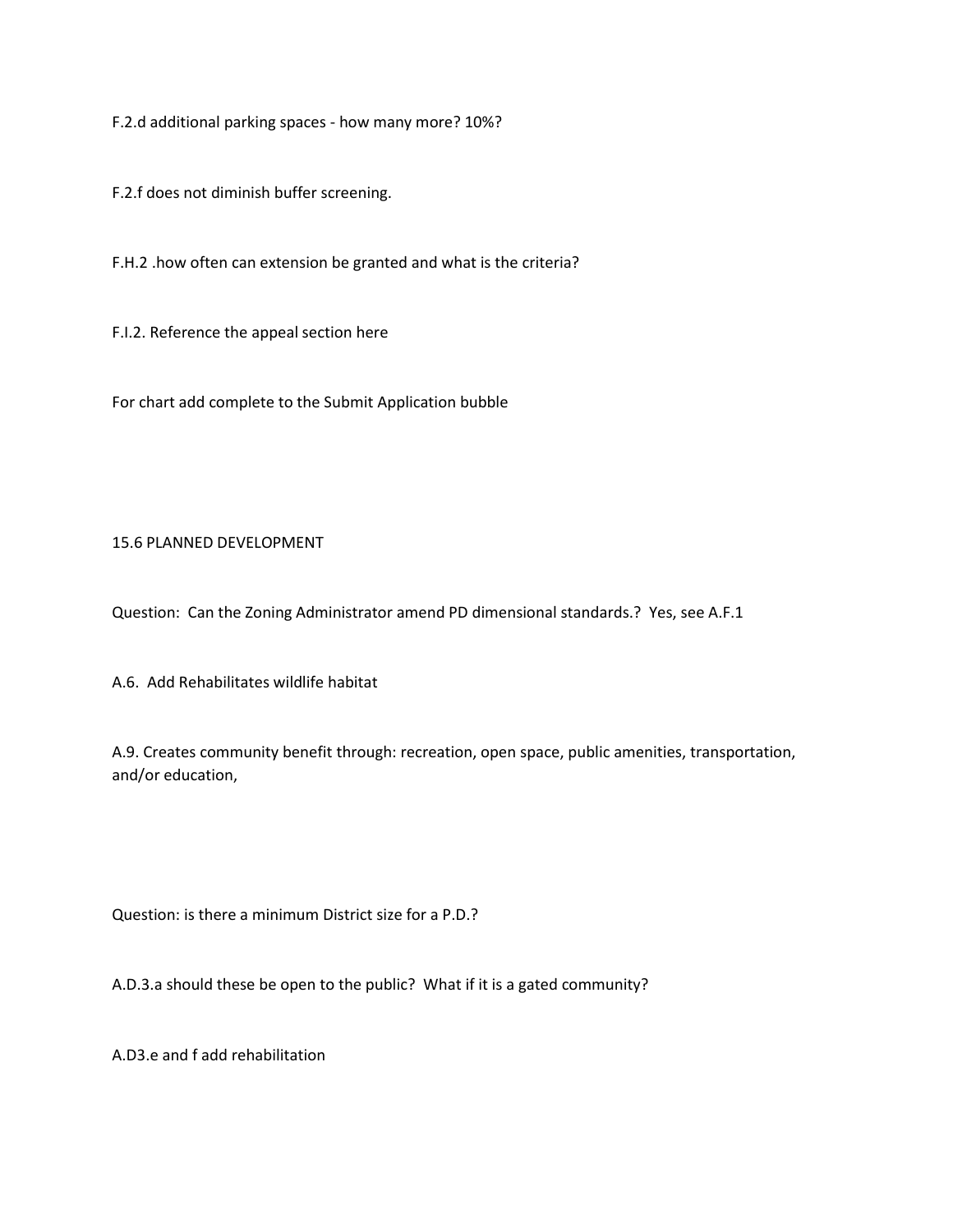F.2.d additional parking spaces - how many more? 10%?

F.2.f does not diminish buffer screening.

F.H.2 .how often can extension be granted and what is the criteria?

F.I.2. Reference the appeal section here

For chart add complete to the Submit Application bubble

15.6 PLANNED DEVELOPMENT

Question: Can the Zoning Administrator amend PD dimensional standards.? Yes, see A.F.1

A.6. Add Rehabilitates wildlife habitat

A.9. Creates community benefit through: recreation, open space, public amenities, transportation, and/or education,

Question: is there a minimum District size for a P.D.?

A.D.3.a should these be open to the public? What if it is a gated community?

A.D3.e and f add rehabilitation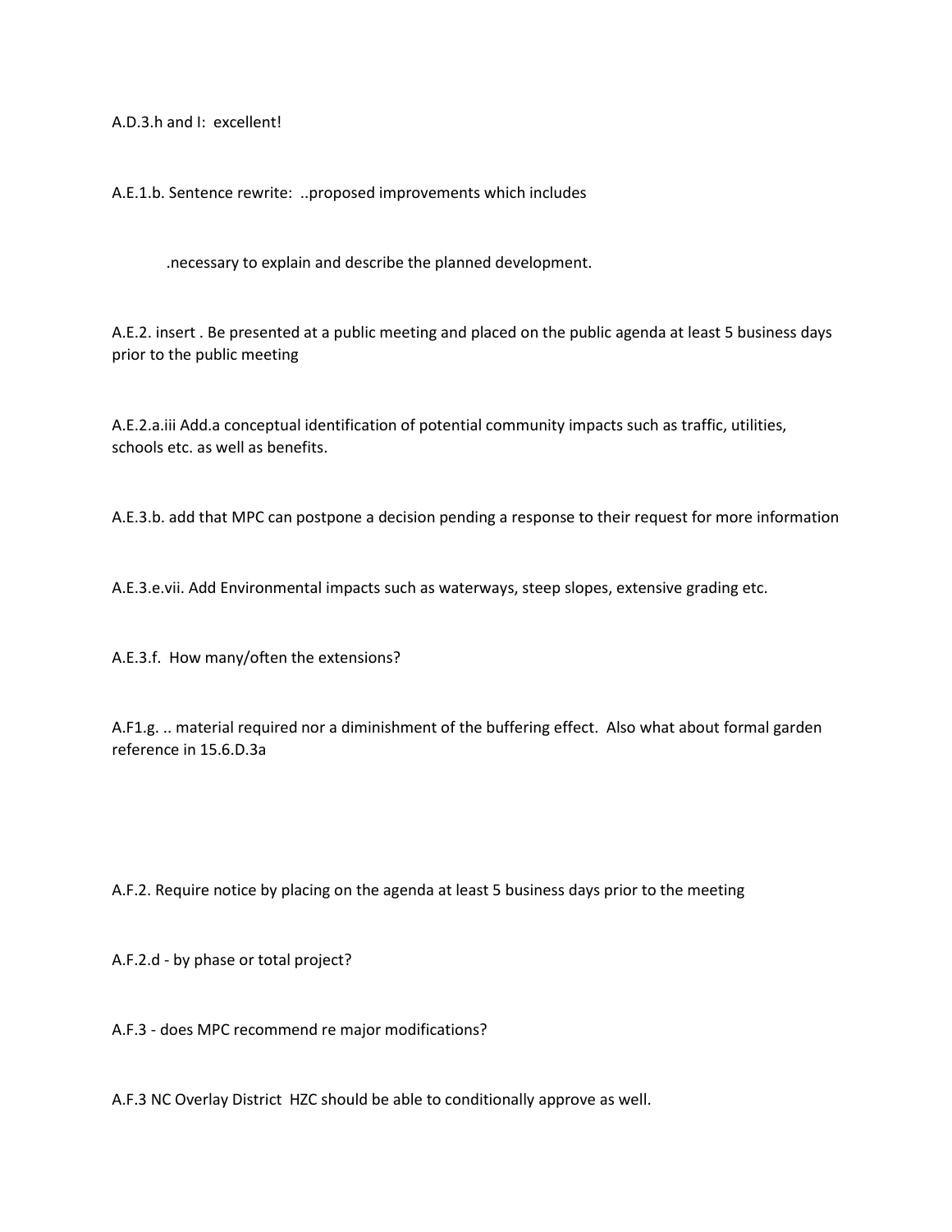A.D.3.h and I:  excellent!

A.E.1.b. Sentence rewrite:  ..proposed improvements which includes

.necessary to explain and describe the planned development.

A.E.2. insert . Be presented at a public meeting and placed on the public agenda at least 5 business days prior to the public meeting

A.E.2.a.iii Add.a conceptual identification of potential community impacts such as traffic, utilities, schools etc. as well as benefits.

A.E.3.b. add that MPC can postpone a decision pending a response to their request for more information

A.E.3.e.vii. Add Environmental impacts such as waterways, steep slopes, extensive grading etc.

A.E.3.f.  How many/often the extensions?

A.F1.g. .. material required nor a diminishment of the buffering effect.  Also what about formal garden reference in 15.6.D.3a

A.F.2. Require notice by placing on the agenda at least 5 business days prior to the meeting

A.F.2.d - by phase or total project?

A.F.3 - does MPC recommend re major modifications?

A.F.3 NC Overlay District  HZC should be able to conditionally approve as well.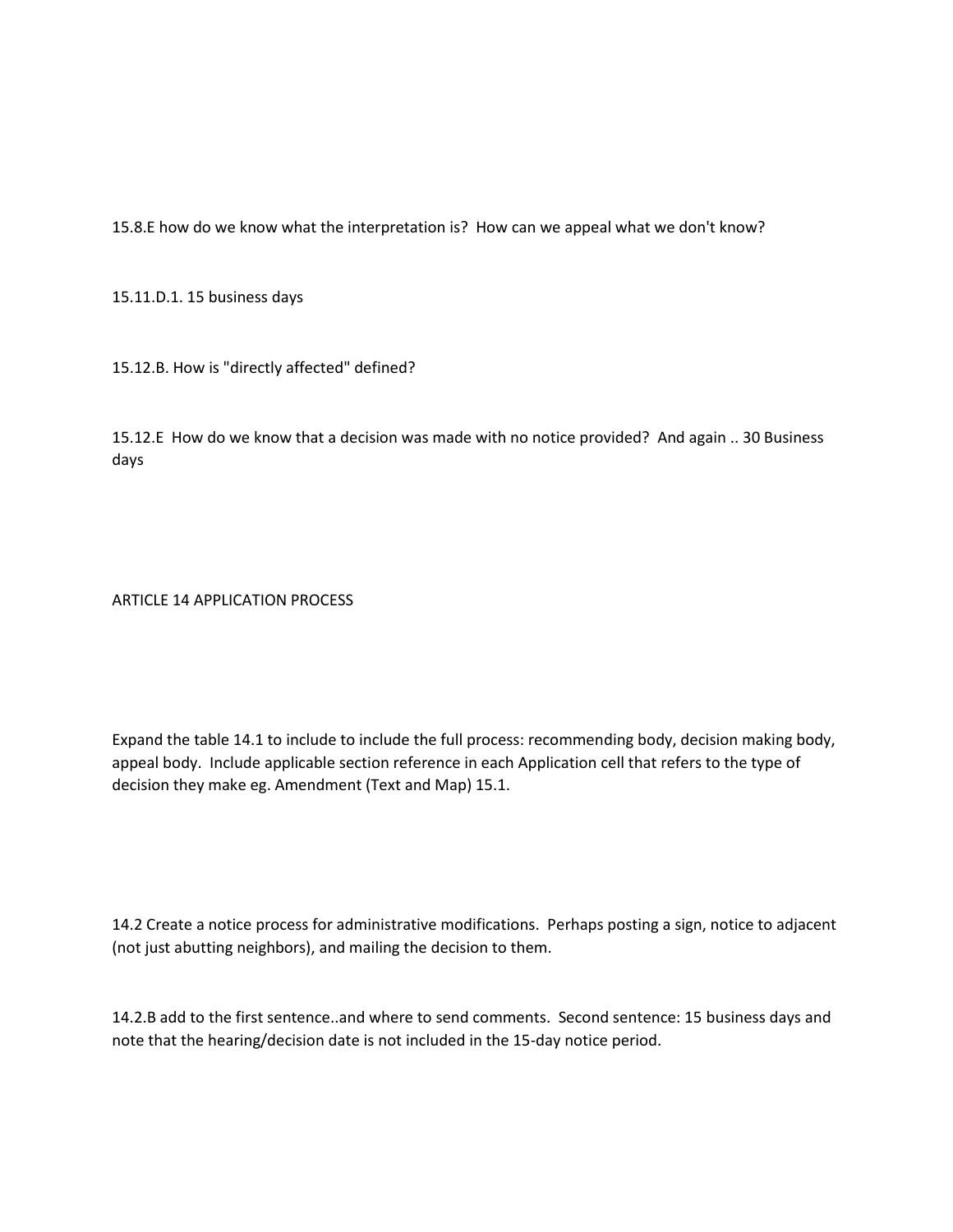15.8.E how do we know what the interpretation is? How can we appeal what we don't know?

15.11.D.1. 15 business days

15.12.B. How is "directly affected" defined?

15.12.E How do we know that a decision was made with no notice provided? And again .. 30 Business days

ARTICLE 14 APPLICATION PROCESS

Expand the table 14.1 to include to include the full process: recommending body, decision making body, appeal body. Include applicable section reference in each Application cell that refers to the type of decision they make eg. Amendment (Text and Map) 15.1.

14.2 Create a notice process for administrative modifications. Perhaps posting a sign, notice to adjacent (not just abutting neighbors), and mailing the decision to them.

14.2.B add to the first sentence..and where to send comments. Second sentence: 15 business days and note that the hearing/decision date is not included in the 15-day notice period.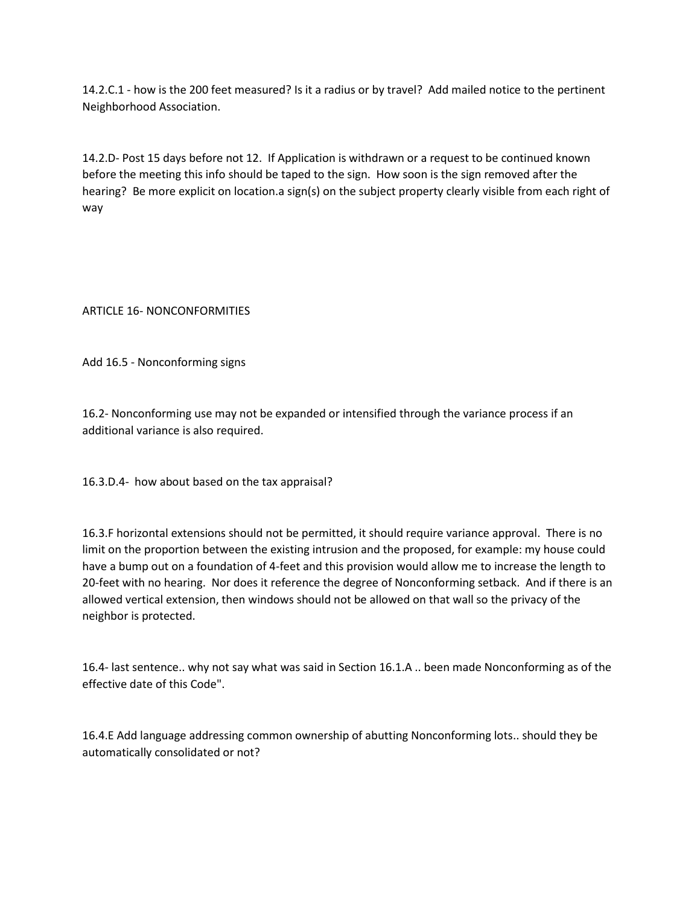14.2.C.1 - how is the 200 feet measured? Is it a radius or by travel? Add mailed notice to the pertinent Neighborhood Association.

14.2.D- Post 15 days before not 12. If Application is withdrawn or a request to be continued known before the meeting this info should be taped to the sign. How soon is the sign removed after the hearing? Be more explicit on location.a sign(s) on the subject property clearly visible from each right of way

ARTICLE 16- NONCONFORMITIES

Add 16.5 - Nonconforming signs

16.2- Nonconforming use may not be expanded or intensified through the variance process if an additional variance is also required.

16.3.D.4- how about based on the tax appraisal?

16.3.F horizontal extensions should not be permitted, it should require variance approval. There is no limit on the proportion between the existing intrusion and the proposed, for example: my house could have a bump out on a foundation of 4-feet and this provision would allow me to increase the length to 20-feet with no hearing. Nor does it reference the degree of Nonconforming setback. And if there is an allowed vertical extension, then windows should not be allowed on that wall so the privacy of the neighbor is protected.

16.4- last sentence.. why not say what was said in Section 16.1.A .. been made Nonconforming as of the effective date of this Code".

16.4.E Add language addressing common ownership of abutting Nonconforming lots.. should they be automatically consolidated or not?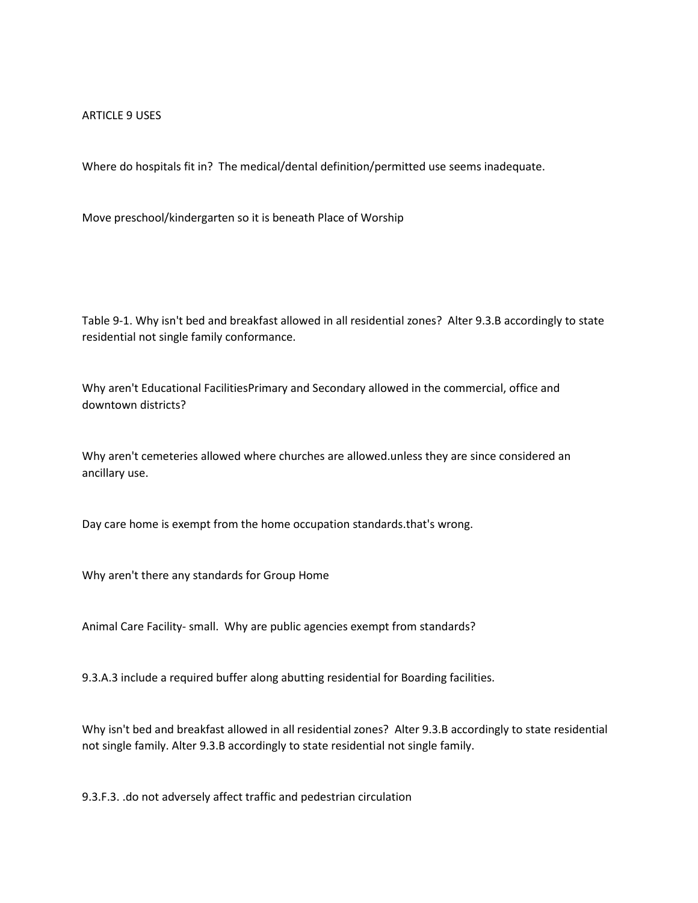ARTICLE 9 USES

Where do hospitals fit in? The medical/dental definition/permitted use seems inadequate.

Move preschool/kindergarten so it is beneath Place of Worship

Table 9-1. Why isn't bed and breakfast allowed in all residential zones? Alter 9.3.B accordingly to state residential not single family conformance.

Why aren't Educational FacilitiesPrimary and Secondary allowed in the commercial, office and downtown districts?

Why aren't cemeteries allowed where churches are allowed.unless they are since considered an ancillary use.

Day care home is exempt from the home occupation standards.that's wrong.

Why aren't there any standards for Group Home

Animal Care Facility- small. Why are public agencies exempt from standards?

9.3.A.3 include a required buffer along abutting residential for Boarding facilities.

Why isn't bed and breakfast allowed in all residential zones? Alter 9.3.B accordingly to state residential not single family. Alter 9.3.B accordingly to state residential not single family.

9.3.F.3. .do not adversely affect traffic and pedestrian circulation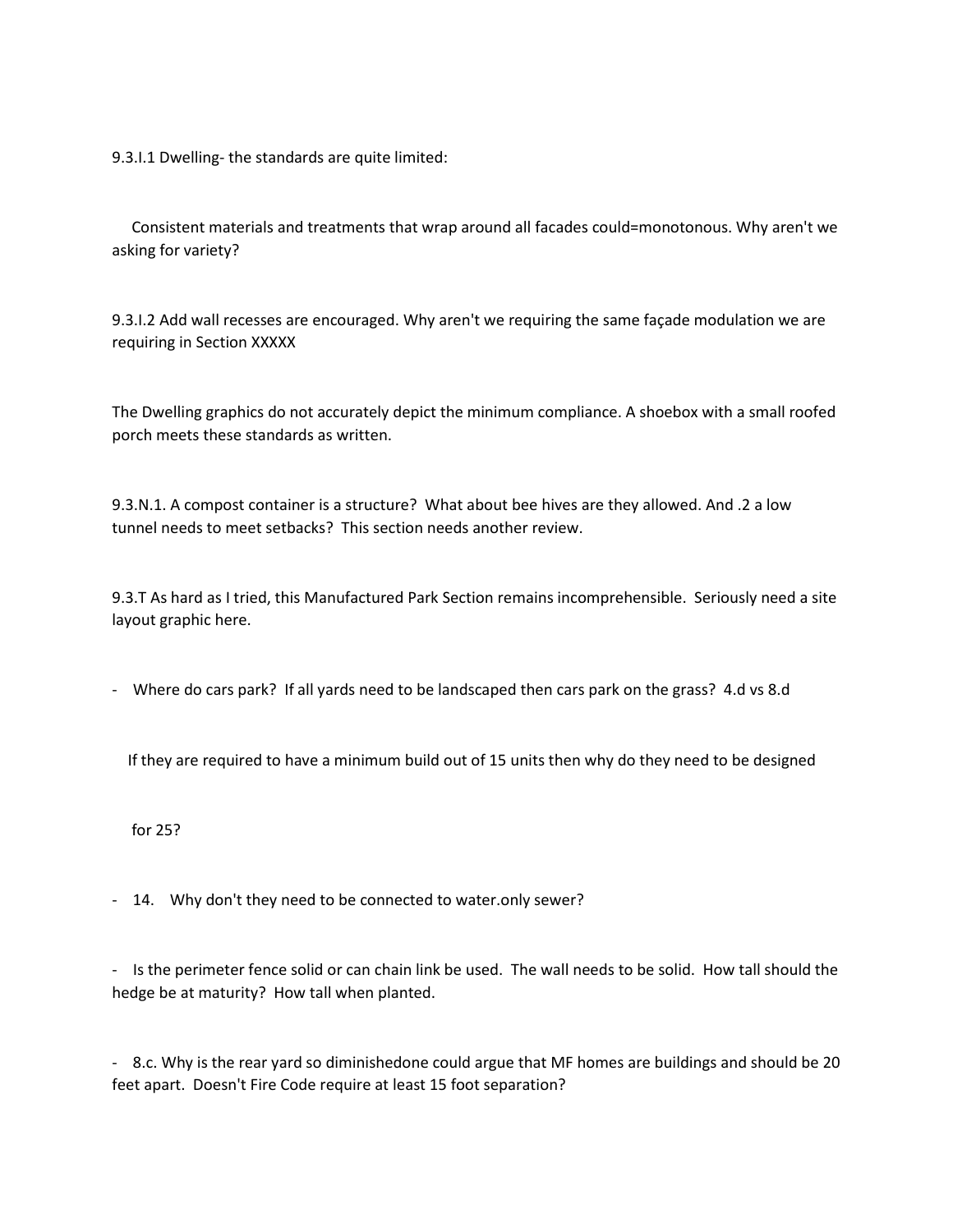9.3.I.1 Dwelling- the standards are quite limited:

Consistent materials and treatments that wrap around all facades could=monotonous. Why aren't we asking for variety?

9.3.I.2 Add wall recesses are encouraged. Why aren't we requiring the same façade modulation we are requiring in Section XXXXX

The Dwelling graphics do not accurately depict the minimum compliance. A shoebox with a small roofed porch meets these standards as written.

9.3.N.1. A compost container is a structure? What about bee hives are they allowed. And .2 a low tunnel needs to meet setbacks? This section needs another review.

9.3.T As hard as I tried, this Manufactured Park Section remains incomprehensible. Seriously need a site layout graphic here.

- Where do cars park? If all yards need to be landscaped then cars park on the grass? 4.d vs 8.d

  If they are required to have a minimum build out of 15 units then why do they need to be designed

  for 25?

- 14. Why don't they need to be connected to water.only sewer?

- Is the perimeter fence solid or can chain link be used. The wall needs to be solid. How tall should the hedge be at maturity? How tall when planted.

- 8.c. Why is the rear yard so diminishedone could argue that MF homes are buildings and should be 20 feet apart. Doesn't Fire Code require at least 15 foot separation?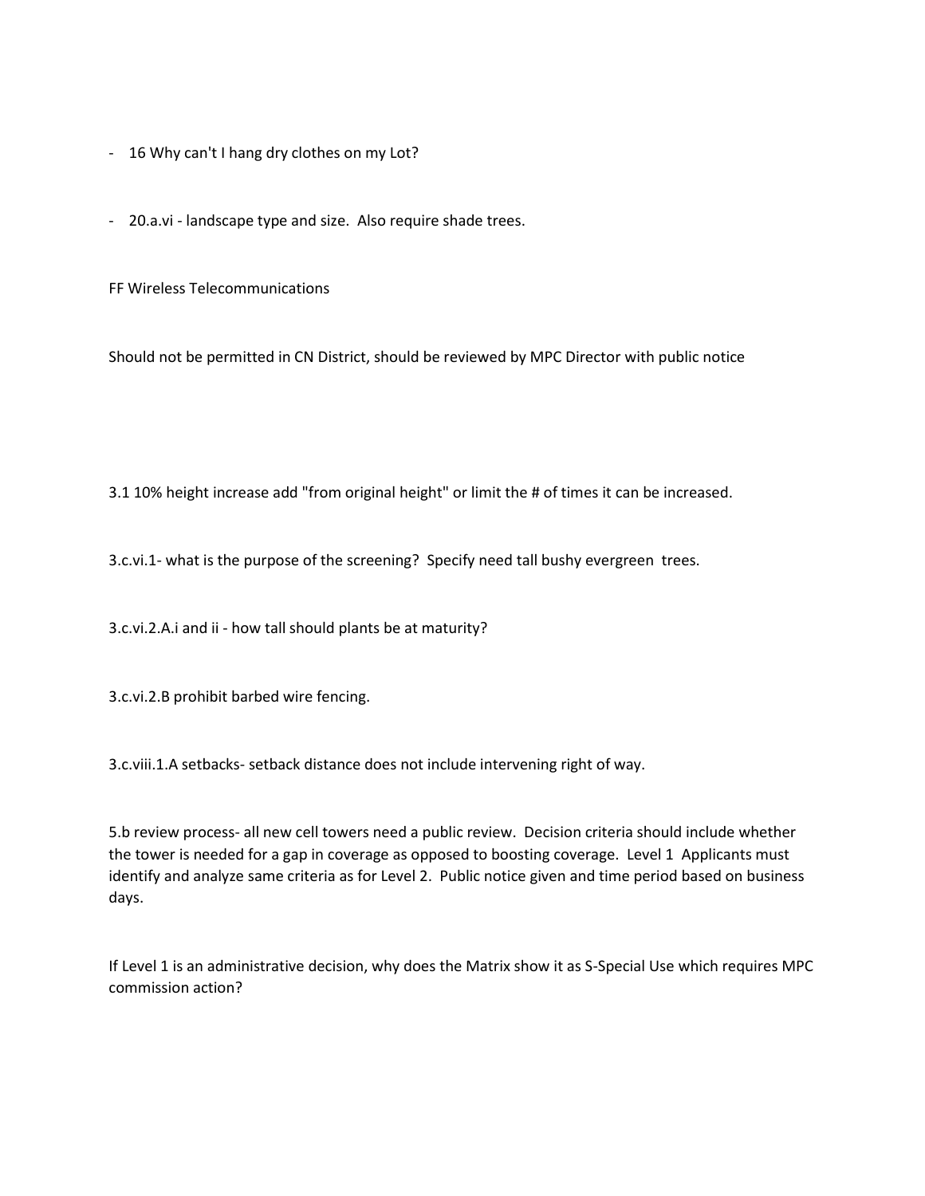- 16 Why can't I hang dry clothes on my Lot?

- 20.a.vi - landscape type and size. Also require shade trees.

FF Wireless Telecommunications

Should not be permitted in CN District, should be reviewed by MPC Director with public notice

3.1 10% height increase add "from original height" or limit the # of times it can be increased.

3.c.vi.1- what is the purpose of the screening? Specify need tall bushy evergreen trees.

3.c.vi.2.A.i and ii - how tall should plants be at maturity?

3.c.vi.2.B prohibit barbed wire fencing.

3.c.viii.1.A setbacks- setback distance does not include intervening right of way.

5.b review process- all new cell towers need a public review. Decision criteria should include whether the tower is needed for a gap in coverage as opposed to boosting coverage. Level 1 Applicants must identify and analyze same criteria as for Level 2. Public notice given and time period based on business days.

If Level 1 is an administrative decision, why does the Matrix show it as S-Special Use which requires MPC commission action?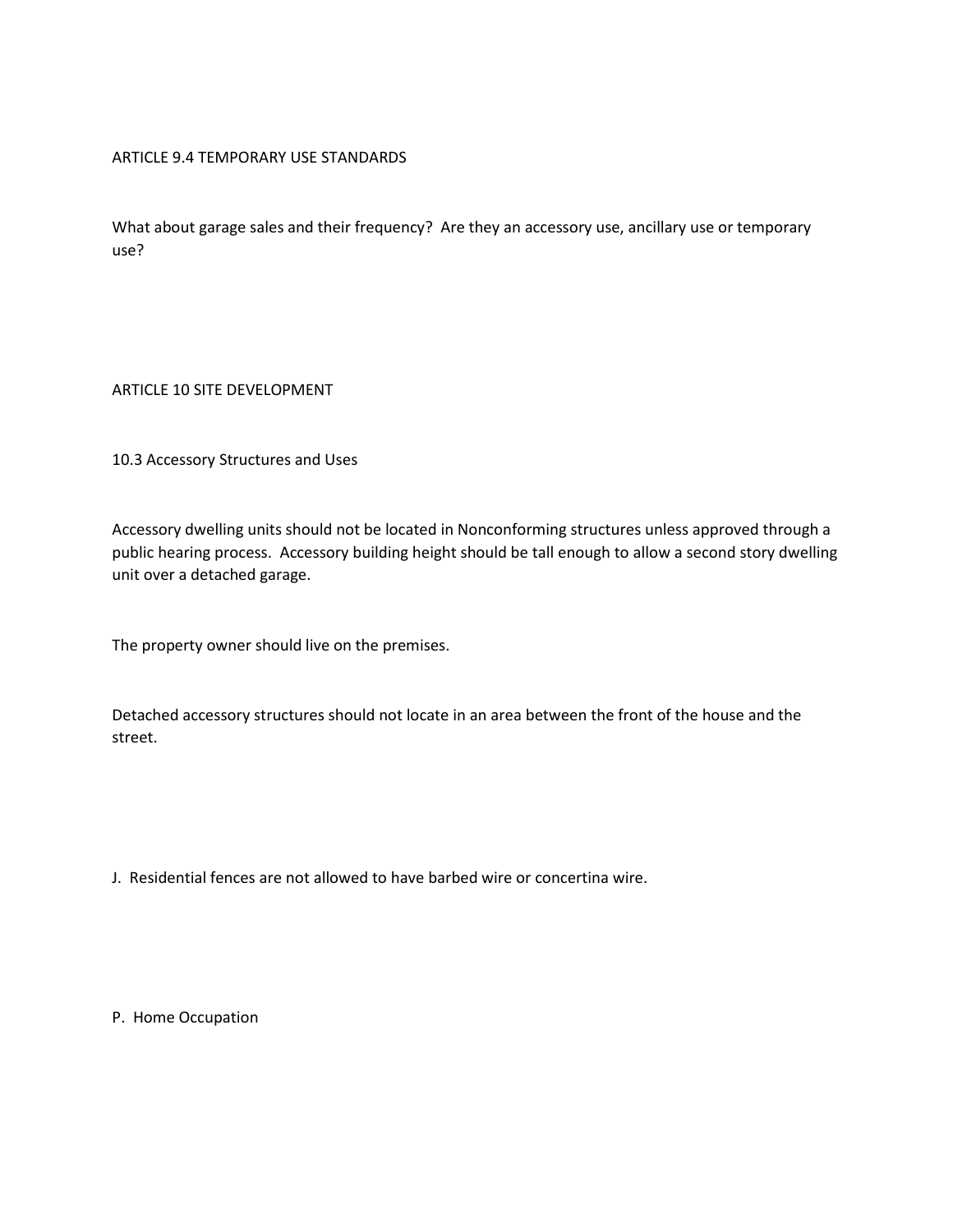ARTICLE 9.4 TEMPORARY USE STANDARDS

What about garage sales and their frequency? Are they an accessory use, ancillary use or temporary use?

ARTICLE 10 SITE DEVELOPMENT

10.3 Accessory Structures and Uses

Accessory dwelling units should not be located in Nonconforming structures unless approved through a public hearing process. Accessory building height should be tall enough to allow a second story dwelling unit over a detached garage.

The property owner should live on the premises.

Detached accessory structures should not locate in an area between the front of the house and the street.

J. Residential fences are not allowed to have barbed wire or concertina wire.

P. Home Occupation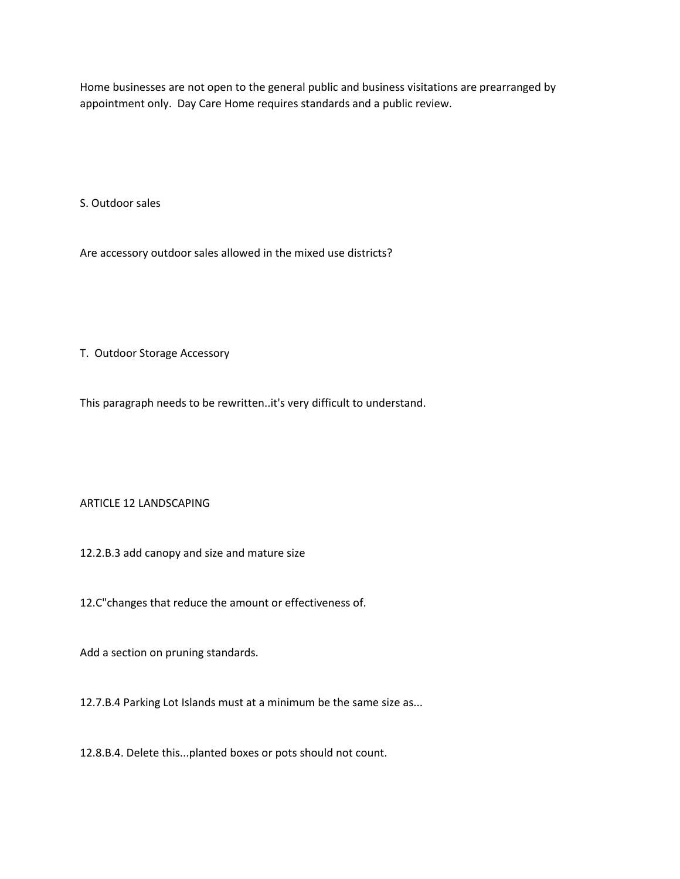Home businesses are not open to the general public and business visitations are prearranged by appointment only.  Day Care Home requires standards and a public review.

S. Outdoor sales

Are accessory outdoor sales allowed in the mixed use districts?

T.  Outdoor Storage Accessory

This paragraph needs to be rewritten..it's very difficult to understand.

ARTICLE 12 LANDSCAPING

12.2.B.3 add canopy and size and mature size

12.C"changes that reduce the amount or effectiveness of.

Add a section on pruning standards.

12.7.B.4 Parking Lot Islands must at a minimum be the same size as...

12.8.B.4. Delete this...planted boxes or pots should not count.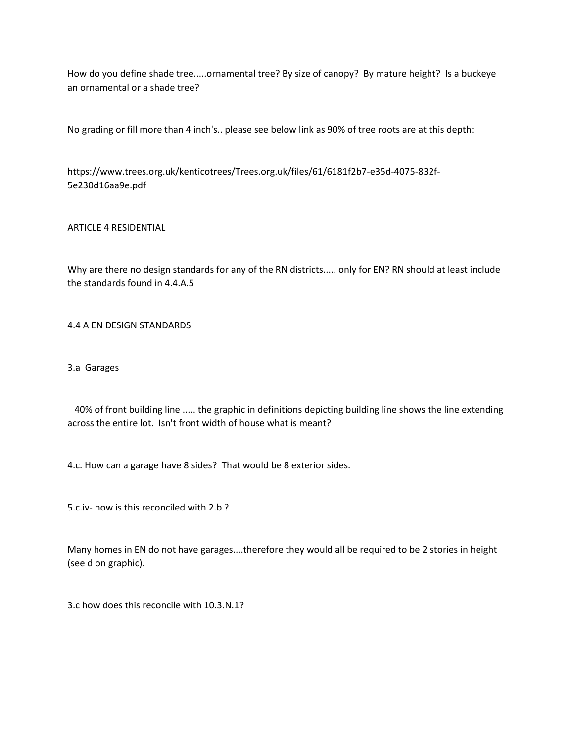How do you define shade tree.....ornamental tree? By size of canopy? By mature height? Is a buckeye an ornamental or a shade tree?

No grading or fill more than 4 inch's.. please see below link as 90% of tree roots are at this depth:

https://www.trees.org.uk/kenticotrees/Trees.org.uk/files/61/6181f2b7-e35d-4075-832f-5e230d16aa9e.pdf

ARTICLE 4 RESIDENTIAL

Why are there no design standards for any of the RN districts..... only for EN? RN should at least include the standards found in 4.4.A.5

4.4 A EN DESIGN STANDARDS

3.a Garages

40% of front building line ..... the graphic in definitions depicting building line shows the line extending across the entire lot. Isn't front width of house what is meant?

4.c. How can a garage have 8 sides? That would be 8 exterior sides.

5.c.iv- how is this reconciled with 2.b ?

Many homes in EN do not have garages....therefore they would all be required to be 2 stories in height (see d on graphic).

3.c how does this reconcile with 10.3.N.1?